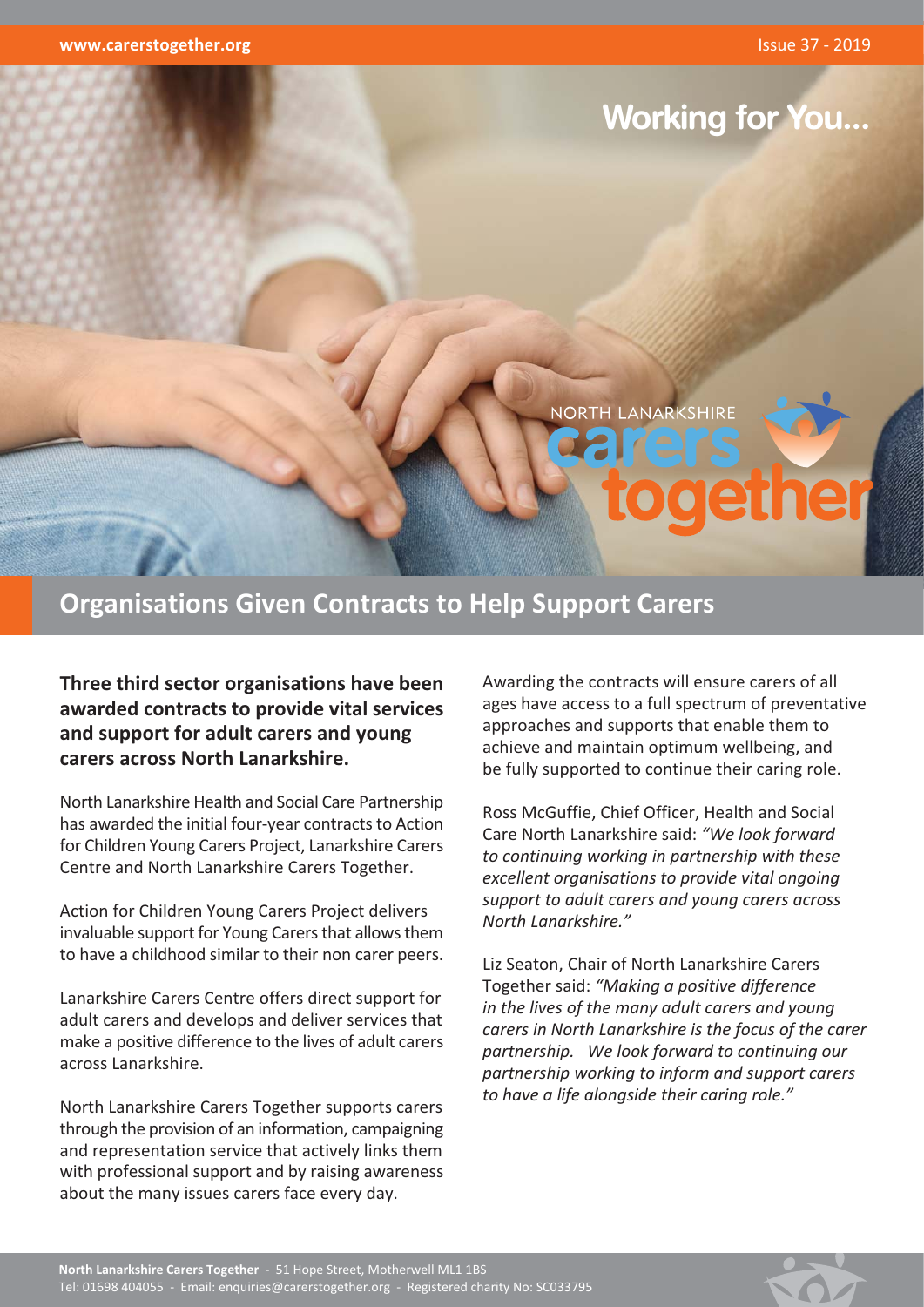# Working for You...

NORTH LANARKSHIRE carers together

## Organisations Given Contracts to Help Support Carers

**Three third sector organisations have been awarded contracts to provide vital services and support for adult carers and young carers across North Lanarkshire.**

North Lanarkshire Health and Social Care Partnership has awarded the initial four-year contracts to Action for Children Young Carers Project, Lanarkshire Carers Centre and North Lanarkshire Carers Together.

Action for Children Young Carers Project delivers invaluable support for Young Carers that allows them to have a childhood similar to their non carer peers.

Lanarkshire Carers Centre offers direct support for adult carers and develops and deliver services that make a positive difference to the lives of adult carers across Lanarkshire.

North Lanarkshire Carers Together supports carers through the provision of an information, campaigning and representation service that actively links them with professional support and by raising awareness about the many issues carers face every day.

Awarding the contracts will ensure carers of all ages have access to a full spectrum of preventative approaches and supports that enable them to achieve and maintain optimum wellbeing, and be fully supported to continue their caring role.

Ross McGuffie, Chief Officer, Health and Social Care North Lanarkshire said: *"We look forward to continuing working in partnership with these excellent organisations to provide vital ongoing support to adult carers and young carers across North Lanarkshire."*

Liz Seaton, Chair of North Lanarkshire Carers Together said: *"Making a positive difference in the lives of the many adult carers and young carers in North Lanarkshire is the focus of the carer partnership. We look forward to continuing our partnership working to inform and support carers to have a life alongside their caring role."*

**North Lanarkshire Carers Together** - 51 Hope Street, Motherwell ML1 1BS
Tel: 01698 404055 - Email: enquiries@carerstogether.org - Registered charity No: SC033795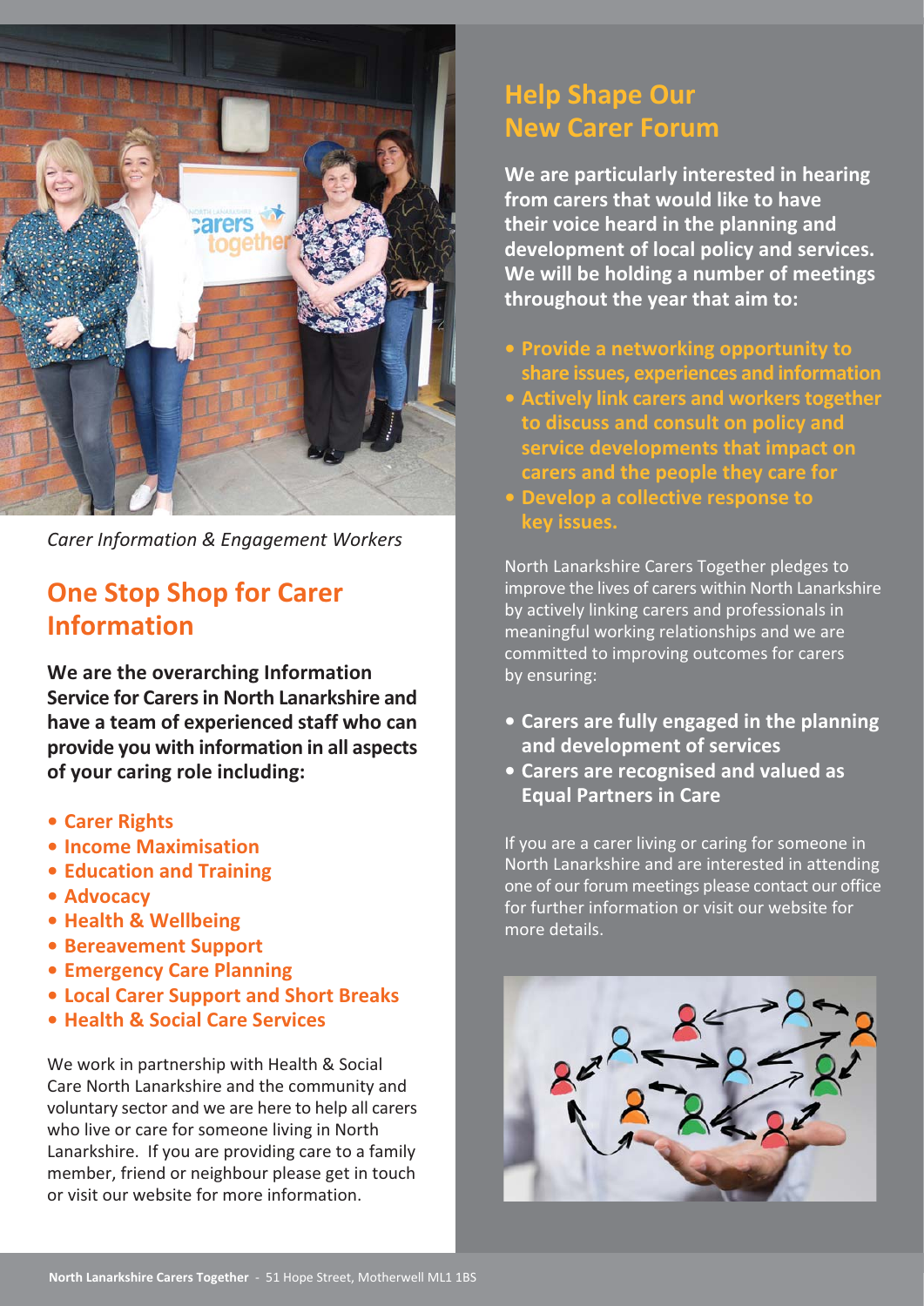*Carer Information & Engagement Workers*

## One Stop Shop for Carer Information

**We are the overarching Information Service for Carers in North Lanarkshire and have a team of experienced staff who can provide you with information in all aspects of your caring role including:**

- **Carer Rights**
- **Income Maximisation**
- **Education and Training**
- **Advocacy**
- **Health & Wellbeing**
- **Bereavement Support**
- **Emergency Care Planning**
- **Local Carer Support and Short Breaks**
- **Health & Social Care Services**

We work in partnership with Health & Social Care North Lanarkshire and the community and voluntary sector and we are here to help all carers who live or care for someone living in North Lanarkshire. If you are providing care to a family member, friend or neighbour please get in touch or visit our website for more information.

## Help Shape Our New Carer Forum

**We are particularly interested in hearing from carers that would like to have their voice heard in the planning and development of local policy and services. We will be holding a number of meetings throughout the year that aim to:**

- **Provide a networking opportunity to share issues, experiences and information**
- **Actively link carers and workers together to discuss and consult on policy and service developments that impact on carers and the people they care for**
- **Develop a collective response to key issues.**

North Lanarkshire Carers Together pledges to improve the lives of carers within North Lanarkshire by actively linking carers and professionals in meaningful working relationships and we are committed to improving outcomes for carers by ensuring:

- **Carers are fully engaged in the planning and development of services**
- **Carers are recognised and valued as Equal Partners in Care**

If you are a carer living or caring for someone in North Lanarkshire and are interested in attending one of our forum meetings please contact our office for further information or visit our website for more details.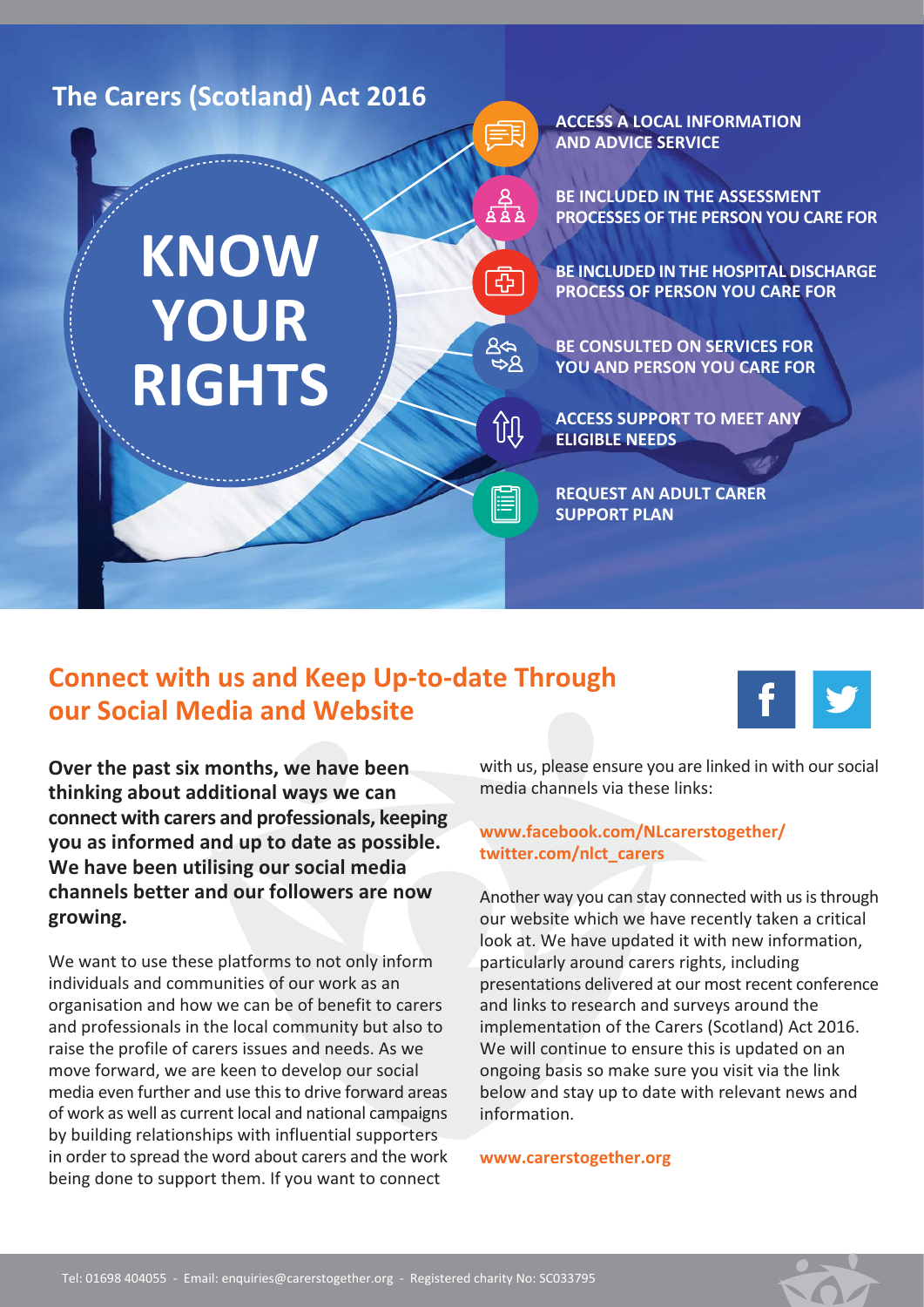## The Carers (Scotland) Act 2016

# KNOW YOUR RIGHTS

- ACCESS A LOCAL INFORMATION AND ADVICE SERVICE
- BE INCLUDED IN THE ASSESSMENT PROCESSES OF THE PERSON YOU CARE FOR
- BE INCLUDED IN THE HOSPITAL DISCHARGE PROCESS OF PERSON YOU CARE FOR
- BE CONSULTED ON SERVICES FOR YOU AND PERSON YOU CARE FOR
- ACCESS SUPPORT TO MEET ANY ELIGIBLE NEEDS
- REQUEST AN ADULT CARER SUPPORT PLAN

## Connect with us and Keep Up-to-date Through our Social Media and Website

**Over the past six months, we have been thinking about additional ways we can connect with carers and professionals, keeping you as informed and up to date as possible. We have been utilising our social media channels better and our followers are now growing.**

We want to use these platforms to not only inform individuals and communities of our work as an organisation and how we can be of benefit to carers and professionals in the local community but also to raise the profile of carers issues and needs. As we move forward, we are keen to develop our social media even further and use this to drive forward areas of work as well as current local and national campaigns by building relationships with influential supporters in order to spread the word about carers and the work being done to support them. If you want to connect with us, please ensure you are linked in with our social media channels via these links:

**www.facebook.com/NLcarerstogether/**
**twitter.com/nlct_carers**

Another way you can stay connected with us is through our website which we have recently taken a critical look at. We have updated it with new information, particularly around carers rights, including presentations delivered at our most recent conference and links to research and surveys around the implementation of the Carers (Scotland) Act 2016. We will continue to ensure this is updated on an ongoing basis so make sure you visit via the link below and stay up to date with relevant news and information.

**www.carerstogether.org**

Tel: 01698 404055 - Email: enquiries@carerstogether.org - Registered charity No: SC033795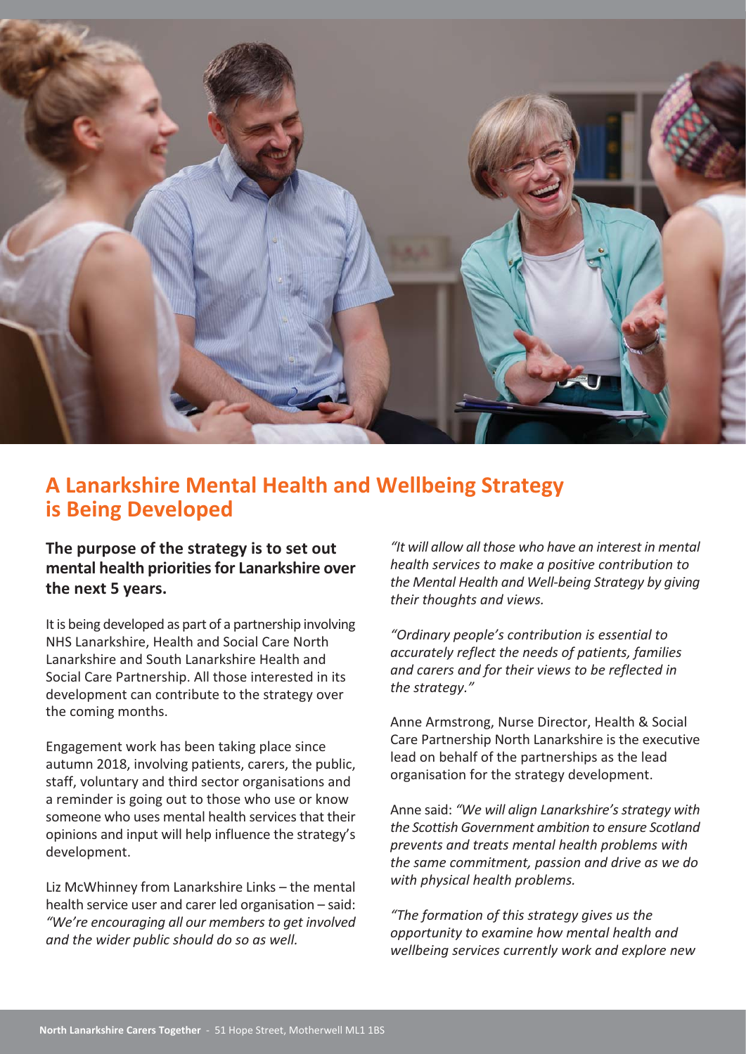## A Lanarkshire Mental Health and Wellbeing Strategy is Being Developed

**The purpose of the strategy is to set out mental health priorities for Lanarkshire over the next 5 years.**

It is being developed as part of a partnership involving NHS Lanarkshire, Health and Social Care North Lanarkshire and South Lanarkshire Health and Social Care Partnership. All those interested in its development can contribute to the strategy over the coming months.

Engagement work has been taking place since autumn 2018, involving patients, carers, the public, staff, voluntary and third sector organisations and a reminder is going out to those who use or know someone who uses mental health services that their opinions and input will help influence the strategy's development.

Liz McWhinney from Lanarkshire Links – the mental health service user and carer led organisation – said: *"We're encouraging all our members to get involved and the wider public should do so as well.*

*"It will allow all those who have an interest in mental health services to make a positive contribution to the Mental Health and Well-being Strategy by giving their thoughts and views.*

*"Ordinary people's contribution is essential to accurately reflect the needs of patients, families and carers and for their views to be reflected in the strategy."*

Anne Armstrong, Nurse Director, Health & Social Care Partnership North Lanarkshire is the executive lead on behalf of the partnerships as the lead organisation for the strategy development.

Anne said: *"We will align Lanarkshire's strategy with the Scottish Government ambition to ensure Scotland prevents and treats mental health problems with the same commitment, passion and drive as we do with physical health problems.*

*"The formation of this strategy gives us the opportunity to examine how mental health and wellbeing services currently work and explore new*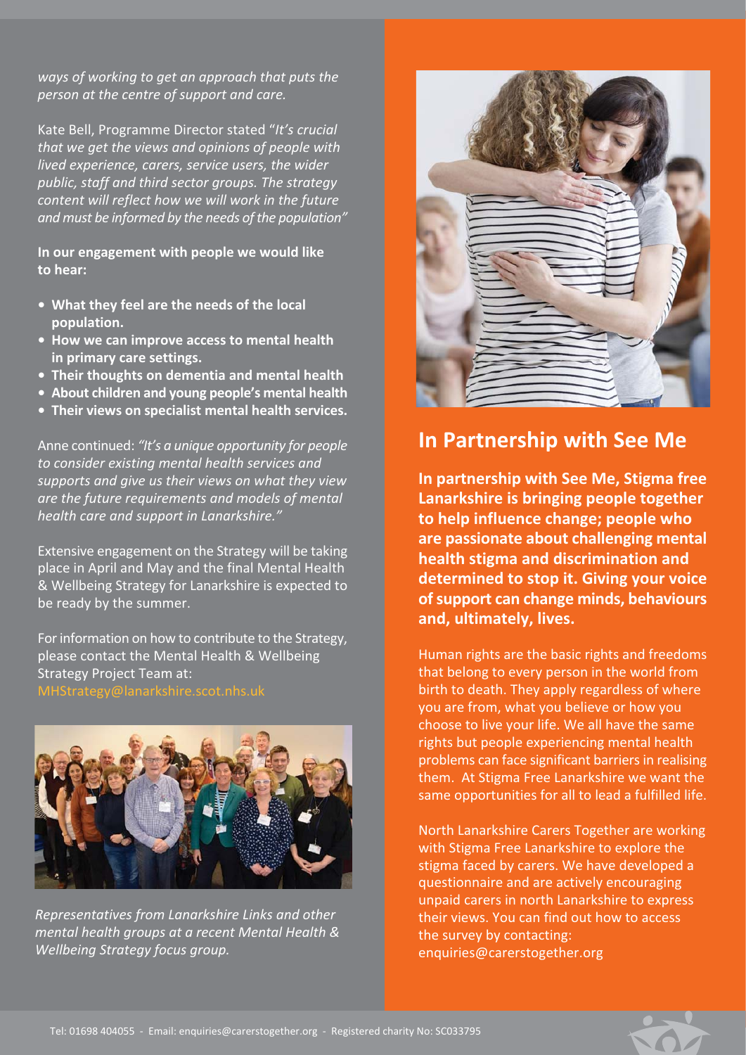*ways of working to get an approach that puts the person at the centre of support and care.*

Kate Bell, Programme Director stated "*It's crucial that we get the views and opinions of people with lived experience, carers, service users, the wider public, staff and third sector groups. The strategy content will reflect how we will work in the future and must be informed by the needs of the population"*

**In our engagement with people we would like to hear:**

- **What they feel are the needs of the local population.**
- **How we can improve access to mental health in primary care settings.**
- **Their thoughts on dementia and mental health**
- **About children and young people's mental health**
- **Their views on specialist mental health services.**

Anne continued: *"It's a unique opportunity for people to consider existing mental health services and supports and give us their views on what they view are the future requirements and models of mental health care and support in Lanarkshire."*

Extensive engagement on the Strategy will be taking place in April and May and the final Mental Health & Wellbeing Strategy for Lanarkshire is expected to be ready by the summer.

For information on how to contribute to the Strategy, please contact the Mental Health & Wellbeing Strategy Project Team at: MHStrategy@lanarkshire.scot.nhs.uk

*Representatives from Lanarkshire Links and other mental health groups at a recent Mental Health & Wellbeing Strategy focus group.*

## In Partnership with See Me

**In partnership with See Me, Stigma free Lanarkshire is bringing people together to help influence change; people who are passionate about challenging mental health stigma and discrimination and determined to stop it. Giving your voice of support can change minds, behaviours and, ultimately, lives.**

Human rights are the basic rights and freedoms that belong to every person in the world from birth to death. They apply regardless of where you are from, what you believe or how you choose to live your life. We all have the same rights but people experiencing mental health problems can face significant barriers in realising them. At Stigma Free Lanarkshire we want the same opportunities for all to lead a fulfilled life.

North Lanarkshire Carers Together are working with Stigma Free Lanarkshire to explore the stigma faced by carers. We have developed a questionnaire and are actively encouraging unpaid carers in north Lanarkshire to express their views. You can find out how to access the survey by contacting: enquiries@carerstogether.org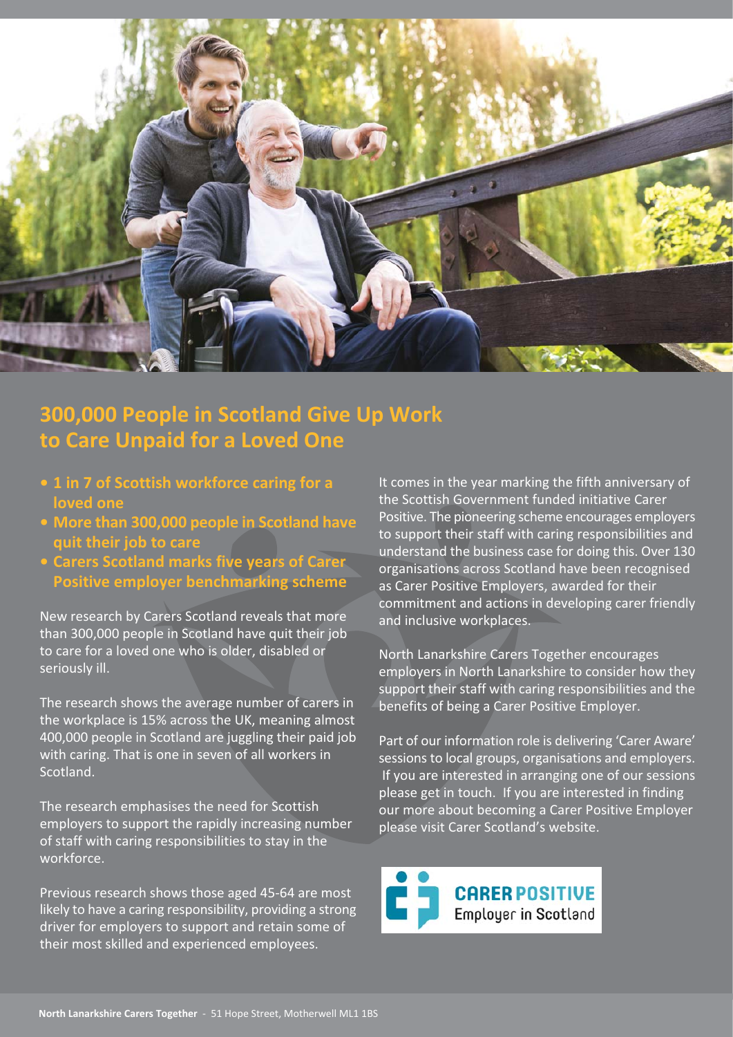# 300,000 People in Scotland Give Up Work to Care Unpaid for a Loved One

- **1 in 7 of Scottish workforce caring for a loved one**
- **More than 300,000 people in Scotland have quit their job to care**
- **Carers Scotland marks five years of Carer Positive employer benchmarking scheme**

New research by Carers Scotland reveals that more than 300,000 people in Scotland have quit their job to care for a loved one who is older, disabled or seriously ill.

The research shows the average number of carers in the workplace is 15% across the UK, meaning almost 400,000 people in Scotland are juggling their paid job with caring. That is one in seven of all workers in Scotland.

The research emphasises the need for Scottish employers to support the rapidly increasing number of staff with caring responsibilities to stay in the workforce.

Previous research shows those aged 45-64 are most likely to have a caring responsibility, providing a strong driver for employers to support and retain some of their most skilled and experienced employees.

It comes in the year marking the fifth anniversary of the Scottish Government funded initiative Carer Positive. The pioneering scheme encourages employers to support their staff with caring responsibilities and understand the business case for doing this. Over 130 organisations across Scotland have been recognised as Carer Positive Employers, awarded for their commitment and actions in developing carer friendly and inclusive workplaces.

North Lanarkshire Carers Together encourages employers in North Lanarkshire to consider how they support their staff with caring responsibilities and the benefits of being a Carer Positive Employer.

Part of our information role is delivering 'Carer Aware' sessions to local groups, organisations and employers. If you are interested in arranging one of our sessions please get in touch. If you are interested in finding our more about becoming a Carer Positive Employer please visit Carer Scotland's website.

CARER POSITIVE Employer in Scotland

**North Lanarkshire Carers Together** - 51 Hope Street, Motherwell ML1 1BS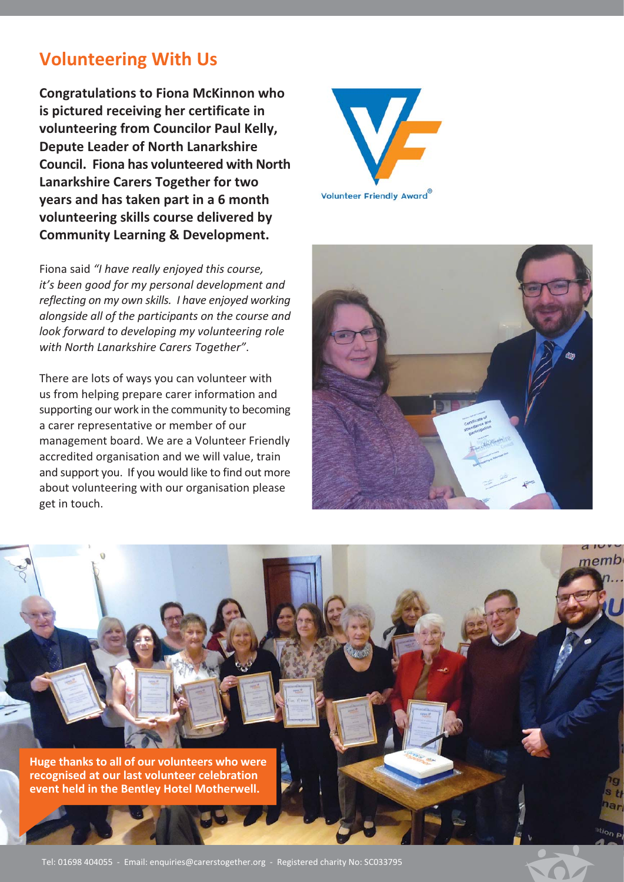## Volunteering With Us

**Congratulations to Fiona McKinnon who is pictured receiving her certificate in volunteering from Councilor Paul Kelly, Depute Leader of North Lanarkshire Council. Fiona has volunteered with North Lanarkshire Carers Together for two years and has taken part in a 6 month volunteering skills course delivered by Community Learning & Development.**

Fiona said *"I have really enjoyed this course, it's been good for my personal development and reflecting on my own skills. I have enjoyed working alongside all of the participants on the course and look forward to developing my volunteering role with North Lanarkshire Carers Together".*

There are lots of ways you can volunteer with us from helping prepare carer information and supporting our work in the community to becoming a carer representative or member of our management board. We are a Volunteer Friendly accredited organisation and we will value, train and support you. If you would like to find out more about volunteering with our organisation please get in touch.

Volunteer Friendly Award®

**Huge thanks to all of our volunteers who were recognised at our last volunteer celebration event held in the Bentley Hotel Motherwell.**

Tel: 01698 404055 - Email: enquiries@carerstogether.org - Registered charity No: SC033795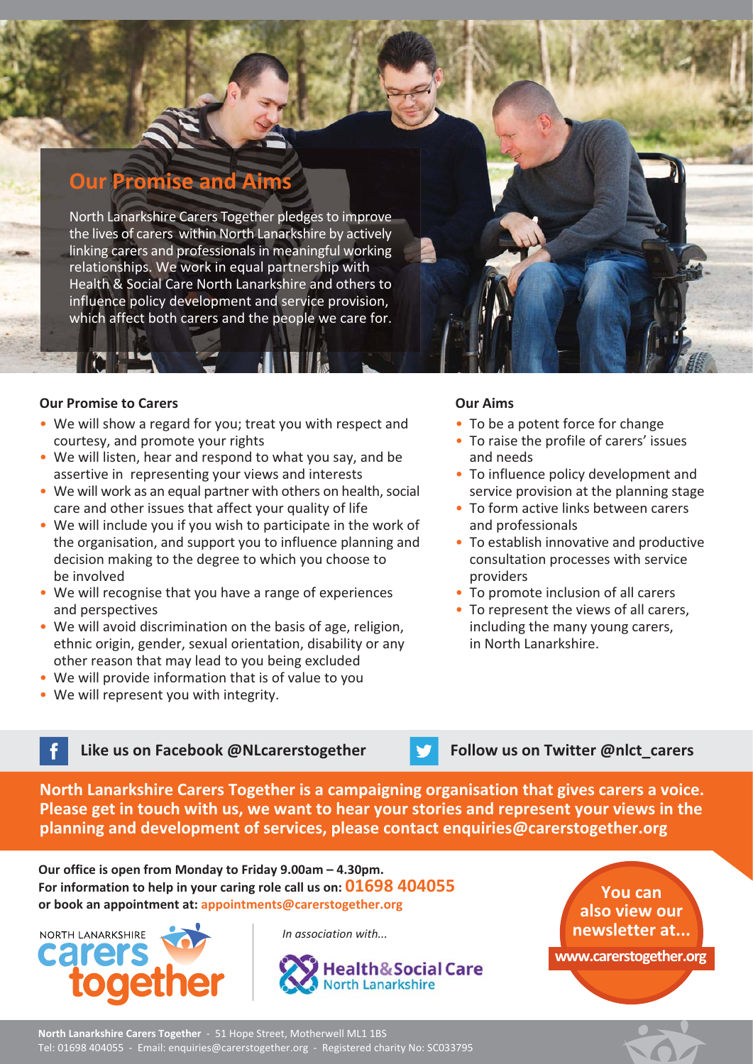## Our Promise and Aims

North Lanarkshire Carers Together pledges to improve the lives of carers within North Lanarkshire by actively linking carers and professionals in meaningful working relationships. We work in equal partnership with Health & Social Care North Lanarkshire and others to influence policy development and service provision, which affect both carers and the people we care for.

### Our Promise to Carers

- We will show a regard for you; treat you with respect and courtesy, and promote your rights
- We will listen, hear and respond to what you say, and be assertive in representing your views and interests
- We will work as an equal partner with others on health, social care and other issues that affect your quality of life
- We will include you if you wish to participate in the work of the organisation, and support you to influence planning and decision making to the degree to which you choose to be involved
- We will recognise that you have a range of experiences and perspectives
- We will avoid discrimination on the basis of age, religion, ethnic origin, gender, sexual orientation, disability or any other reason that may lead to you being excluded
- We will provide information that is of value to you
- We will represent you with integrity.

### Our Aims

- To be a potent force for change
- To raise the profile of carers' issues and needs
- To influence policy development and service provision at the planning stage
- To form active links between carers and professionals
- To establish innovative and productive consultation processes with service providers
- To promote inclusion of all carers
- To represent the views of all carers, including the many young carers, in North Lanarkshire.

**Like us on Facebook @NLcarerstogether**

**Follow us on Twitter @nlct_carers**

**North Lanarkshire Carers Together is a campaigning organisation that gives carers a voice. Please get in touch with us, we want to hear your stories and represent your views in the planning and development of services, please contact enquiries@carerstogether.org**

**Our office is open from Monday to Friday 9.00am – 4.30pm.**
**For information to help in your caring role call us on: 01698 404055**
**or book an appointment at: appointments@carerstogether.org**

**You can also view our newsletter at... www.carerstogether.org**

NORTH LANARKSHIRE carers together

*In association with...*

Health&Social Care North Lanarkshire

**North Lanarkshire Carers Together** - 51 Hope Street, Motherwell ML1 1BS
Tel: 01698 404055 - Email: enquiries@carerstogether.org - Registered charity No: SC033795